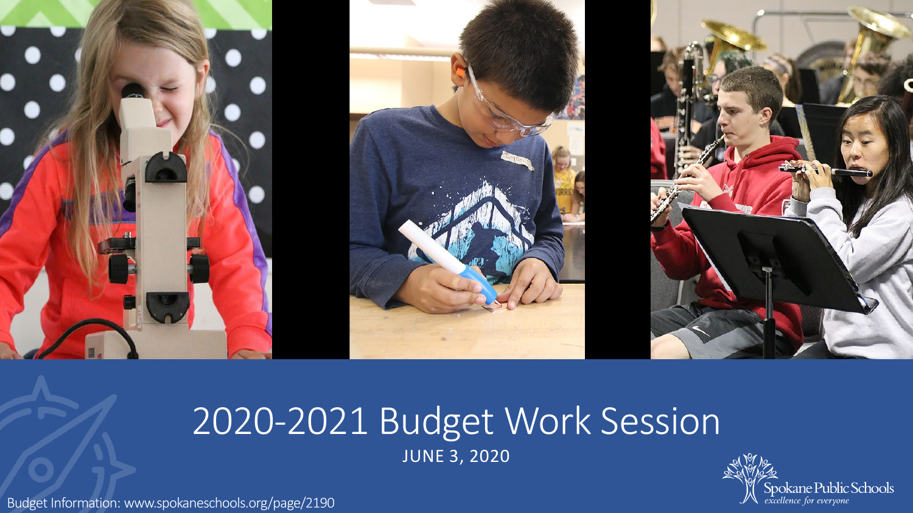# 2020-2021 Budget Work Session

JUNE 3, 2020

Budget Information: www.spokaneschools.org/page/2190

Spokane Public Schools
*excellence for everyone*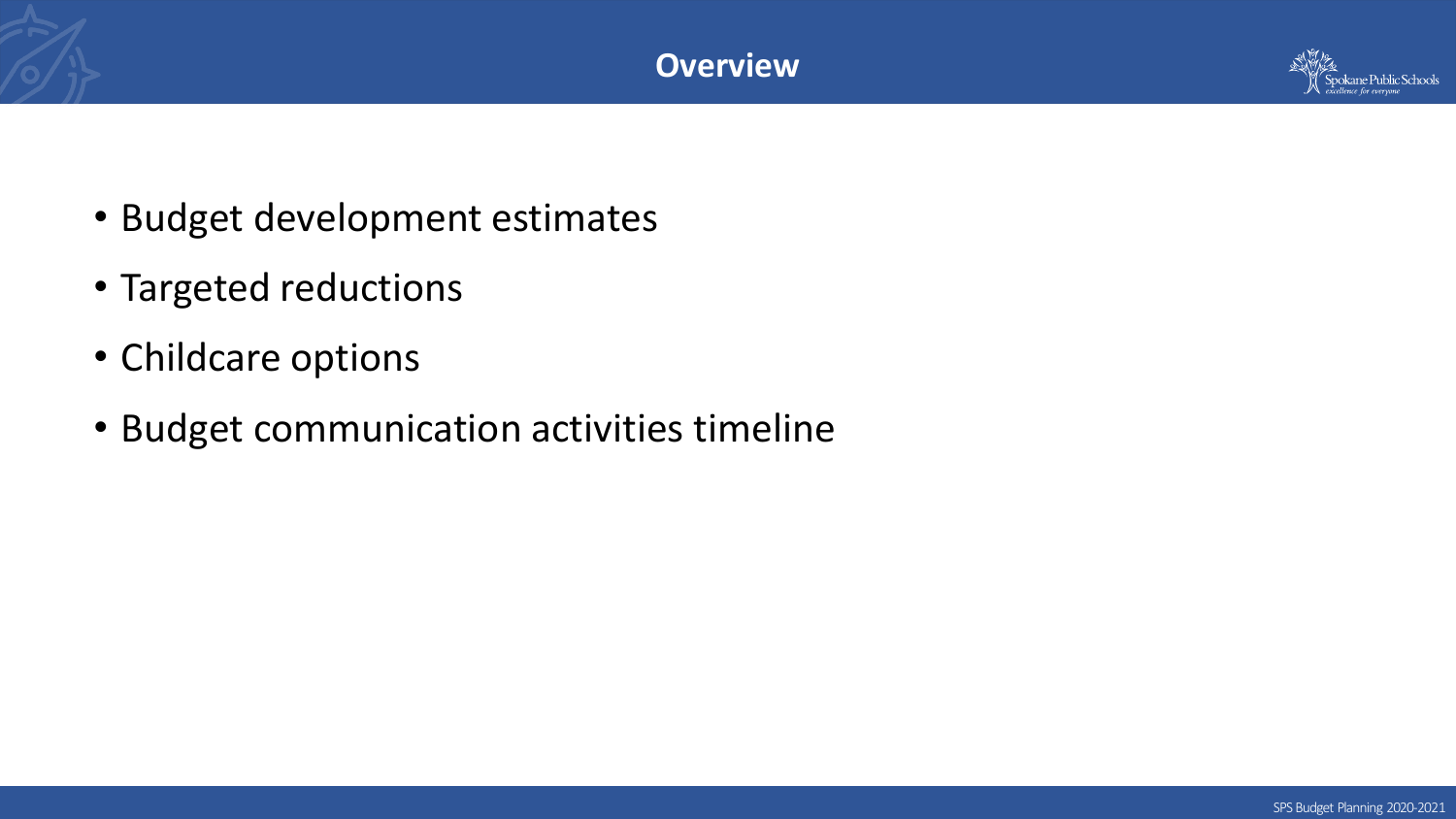# Overview

- Budget development estimates
- Targeted reductions
- Childcare options
- Budget communication activities timeline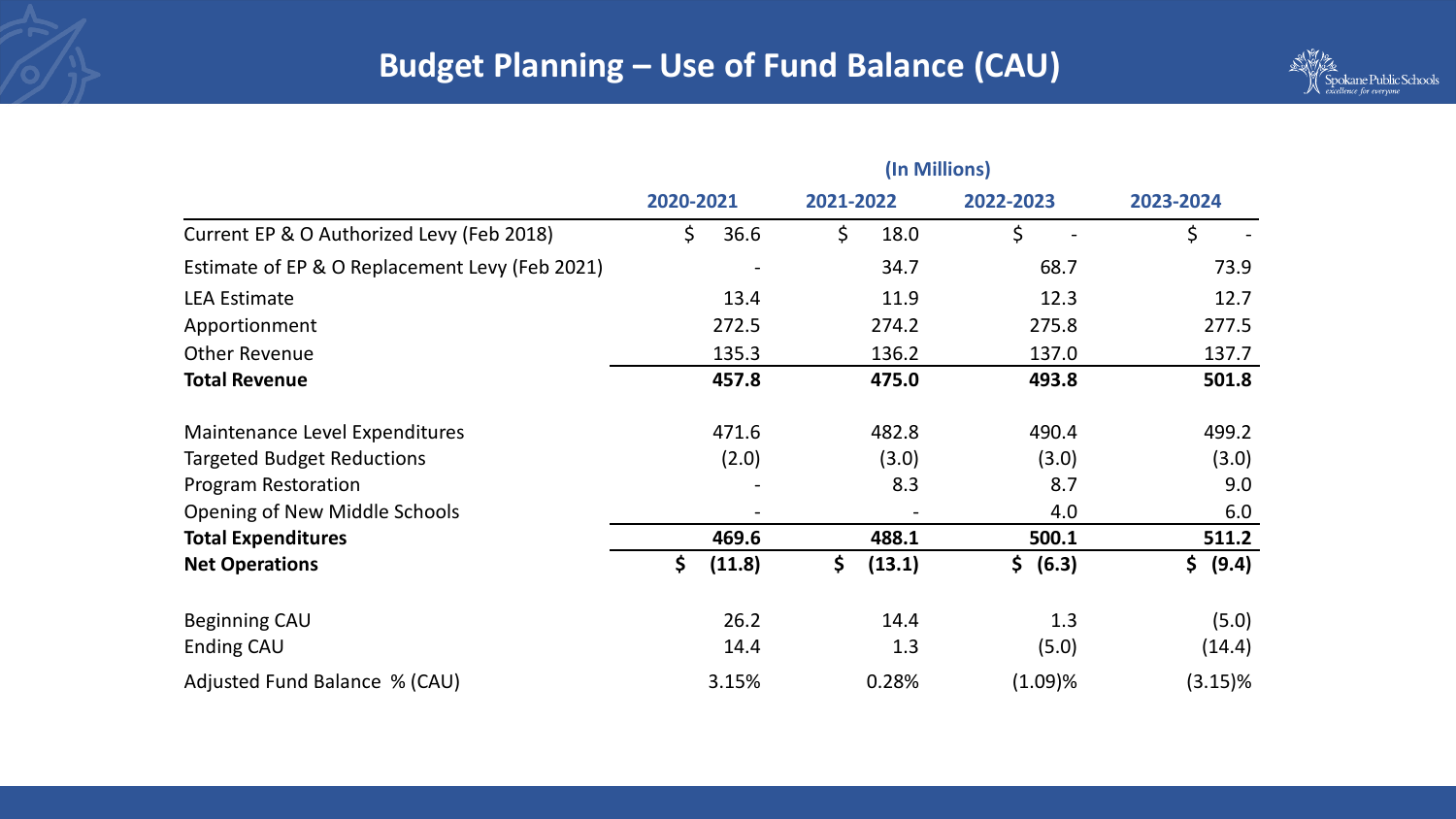# Budget Planning – Use of Fund Balance (CAU)

| | (In Millions) | | | |
|---|---|---|---|---|
| | 2020-2021 | 2021-2022 | 2022-2023 | 2023-2024 |
| Current EP & O Authorized Levy (Feb 2018) | $ 36.6 | $ 18.0 | $ - | $ - |
| Estimate of EP & O Replacement Levy (Feb 2021) | - | 34.7 | 68.7 | 73.9 |
| LEA Estimate | 13.4 | 11.9 | 12.3 | 12.7 |
| Apportionment | 272.5 | 274.2 | 275.8 | 277.5 |
| Other Revenue | 135.3 | 136.2 | 137.0 | 137.7 |
| **Total Revenue** | **457.8** | **475.0** | **493.8** | **501.8** |
| | | | | |
| Maintenance Level Expenditures | 471.6 | 482.8 | 490.4 | 499.2 |
| Targeted Budget Reductions | (2.0) | (3.0) | (3.0) | (3.0) |
| Program Restoration | - | 8.3 | 8.7 | 9.0 |
| Opening of New Middle Schools | - | - | 4.0 | 6.0 |
| **Total Expenditures** | **469.6** | **488.1** | **500.1** | **511.2** |
| **Net Operations** | **$ (11.8)** | **$ (13.1)** | **$ (6.3)** | **$ (9.4)** |
| | | | | |
| Beginning CAU | 26.2 | 14.4 | 1.3 | (5.0) |
| Ending CAU | 14.4 | 1.3 | (5.0) | (14.4) |
| Adjusted Fund Balance % (CAU) | 3.15% | 0.28% | (1.09)% | (3.15)% |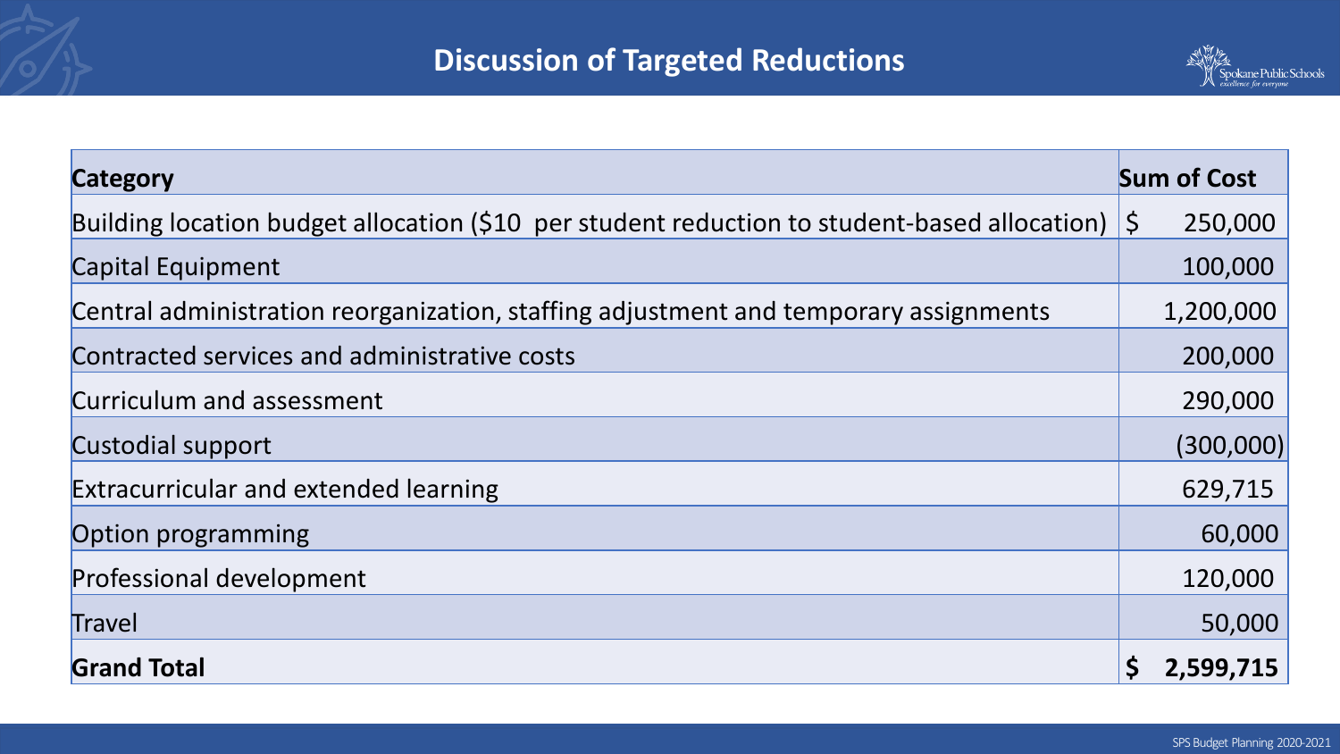# Discussion of Targeted Reductions

| Category | Sum of Cost |
|---|---|
| Building location budget allocation ($10 per student reduction to student-based allocation) | $ 250,000 |
| Capital Equipment | 100,000 |
| Central administration reorganization, staffing adjustment and temporary assignments | 1,200,000 |
| Contracted services and administrative costs | 200,000 |
| Curriculum and assessment | 290,000 |
| Custodial support | (300,000) |
| Extracurricular and extended learning | 629,715 |
| Option programming | 60,000 |
| Professional development | 120,000 |
| Travel | 50,000 |
| **Grand Total** | **$ 2,599,715** |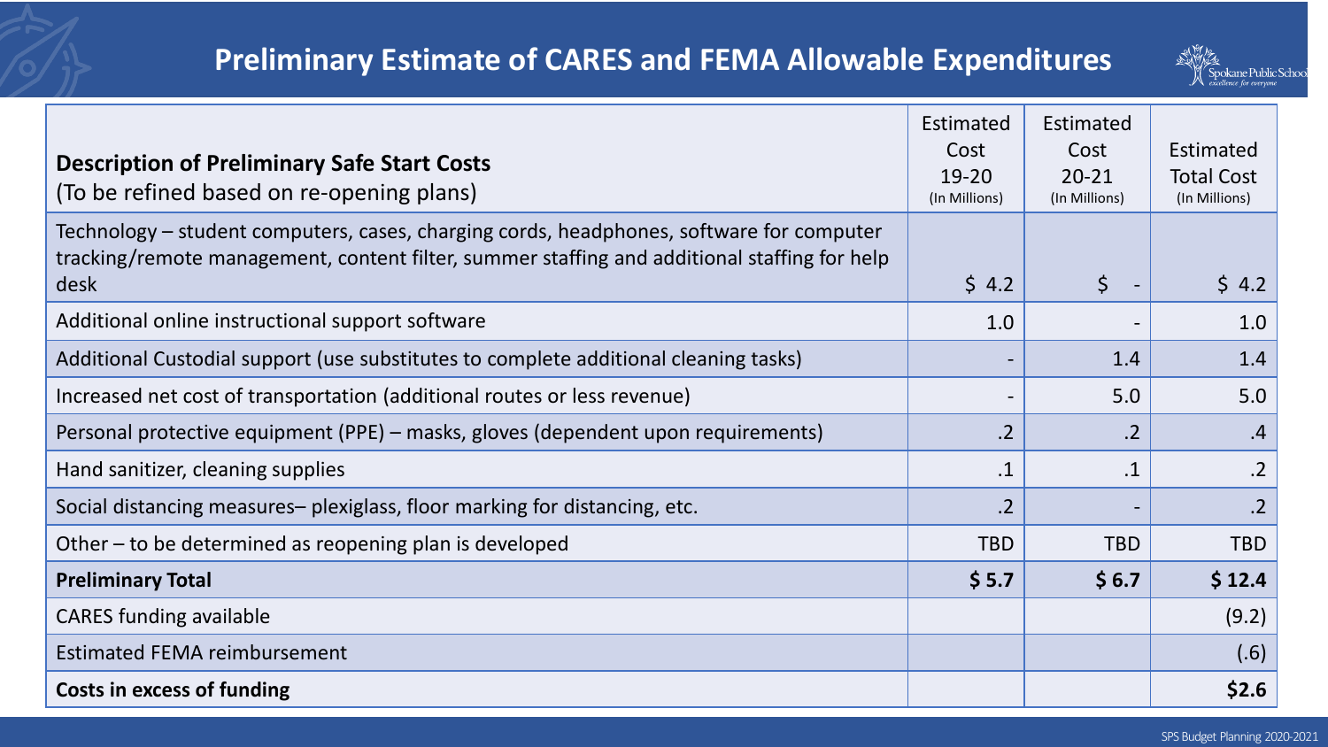# Preliminary Estimate of CARES and FEMA Allowable Expenditures

| **Description of Preliminary Safe Start Costs** (To be refined based on re-opening plans) | Estimated Cost 19-20 (In Millions) | Estimated Cost 20-21 (In Millions) | Estimated Total Cost (In Millions) |
|---|---|---|---|
| Technology – student computers, cases, charging cords, headphones, software for computer tracking/remote management, content filter, summer staffing and additional staffing for help desk | $ 4.2 | $ - | $ 4.2 |
| Additional online instructional support software | 1.0 | - | 1.0 |
| Additional Custodial support (use substitutes to complete additional cleaning tasks) | - | 1.4 | 1.4 |
| Increased net cost of transportation (additional routes or less revenue) | - | 5.0 | 5.0 |
| Personal protective equipment (PPE) – masks, gloves (dependent upon requirements) | .2 | .2 | .4 |
| Hand sanitizer, cleaning supplies | .1 | .1 | .2 |
| Social distancing measures– plexiglass, floor marking for distancing, etc. | .2 | - | .2 |
| Other – to be determined as reopening plan is developed | TBD | TBD | TBD |
| **Preliminary Total** | **$ 5.7** | **$ 6.7** | **$ 12.4** |
| CARES funding available | | | (9.2) |
| Estimated FEMA reimbursement | | | (.6) |
| **Costs in excess of funding** | | | **$2.6** |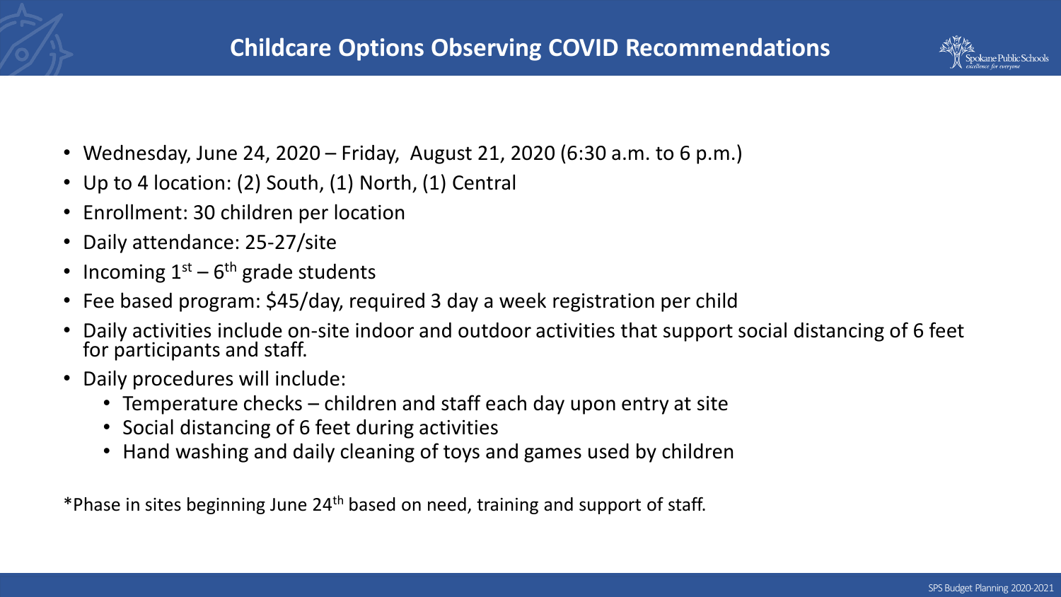# Childcare Options Observing COVID Recommendations

- Wednesday, June 24, 2020 – Friday, August 21, 2020 (6:30 a.m. to 6 p.m.)
- Up to 4 location: (2) South, (1) North, (1) Central
- Enrollment: 30 children per location
- Daily attendance: 25-27/site
- Incoming 1st – 6th grade students
- Fee based program: $45/day, required 3 day a week registration per child
- Daily activities include on-site indoor and outdoor activities that support social distancing of 6 feet for participants and staff.
- Daily procedures will include:
  - Temperature checks – children and staff each day upon entry at site
  - Social distancing of 6 feet during activities
  - Hand washing and daily cleaning of toys and games used by children

*Phase in sites beginning June 24th based on need, training and support of staff.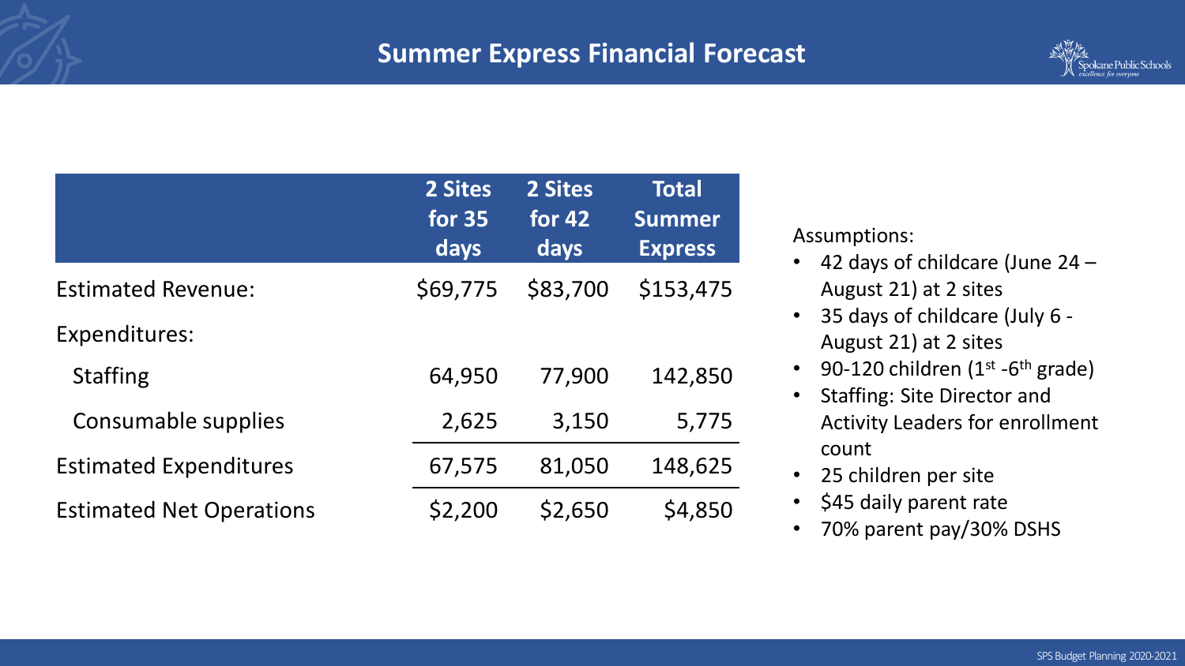# Summer Express Financial Forecast

| | 2 Sites for 35 days | 2 Sites for 42 days | Total Summer Express |
|---|---|---|---|
| Estimated Revenue: | $69,775 | $83,700 | $153,475 |
| Expenditures: | | | |
| Staffing | 64,950 | 77,900 | 142,850 |
| Consumable supplies | 2,625 | 3,150 | 5,775 |
| Estimated Expenditures | 67,575 | 81,050 | 148,625 |
| Estimated Net Operations | $2,200 | $2,650 | $4,850 |

Assumptions:

- 42 days of childcare (June 24 – August 21) at 2 sites
- 35 days of childcare (July 6 - August 21) at 2 sites
- 90-120 children (1st -6th grade)
- Staffing: Site Director and Activity Leaders for enrollment count
- 25 children per site
- $45 daily parent rate
- 70% parent pay/30% DSHS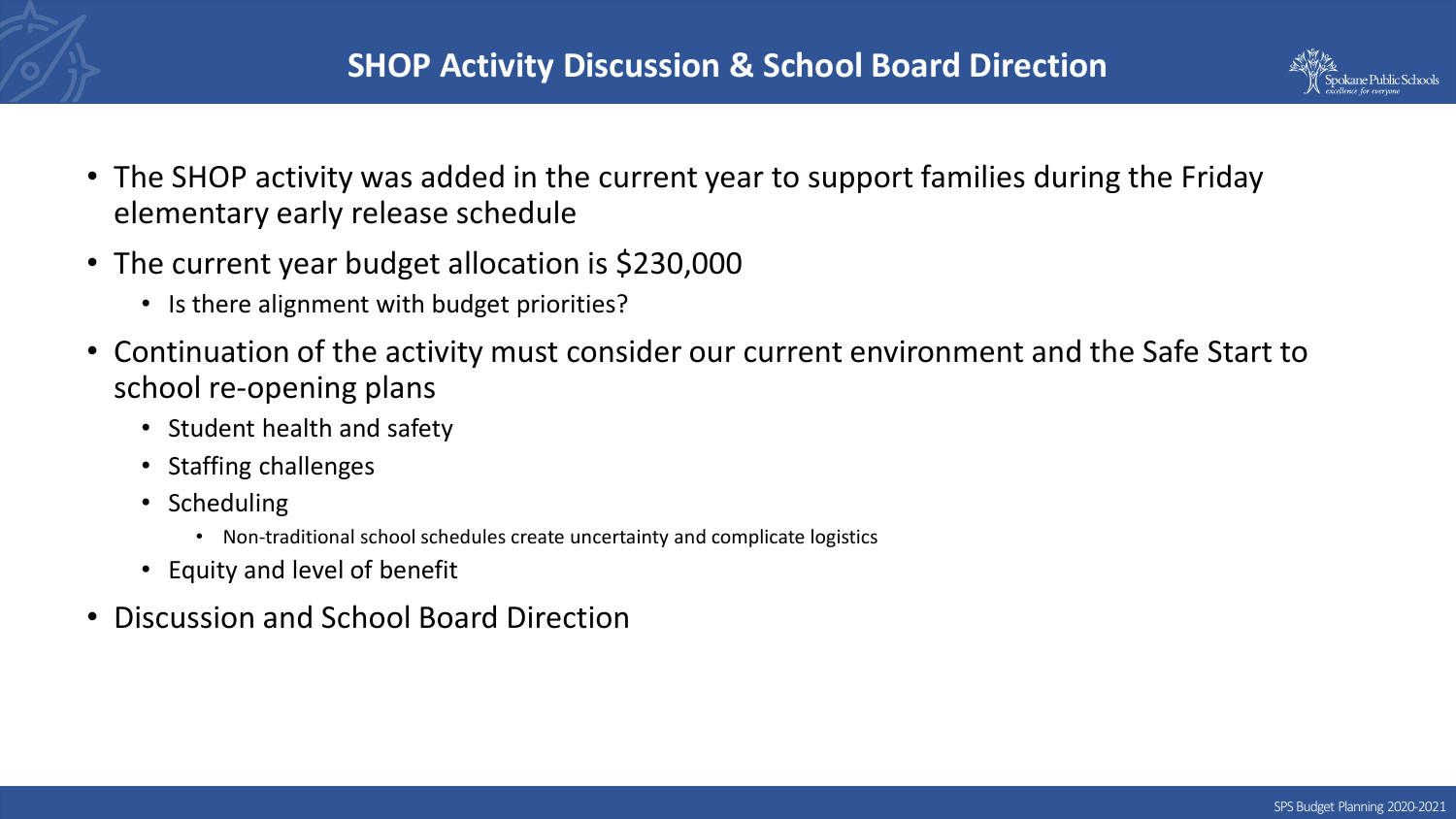# SHOP Activity Discussion & School Board Direction

- The SHOP activity was added in the current year to support families during the Friday elementary early release schedule
- The current year budget allocation is $230,000
  - Is there alignment with budget priorities?
- Continuation of the activity must consider our current environment and the Safe Start to school re-opening plans
  - Student health and safety
  - Staffing challenges
  - Scheduling
    - Non-traditional school schedules create uncertainty and complicate logistics
  - Equity and level of benefit
- Discussion and School Board Direction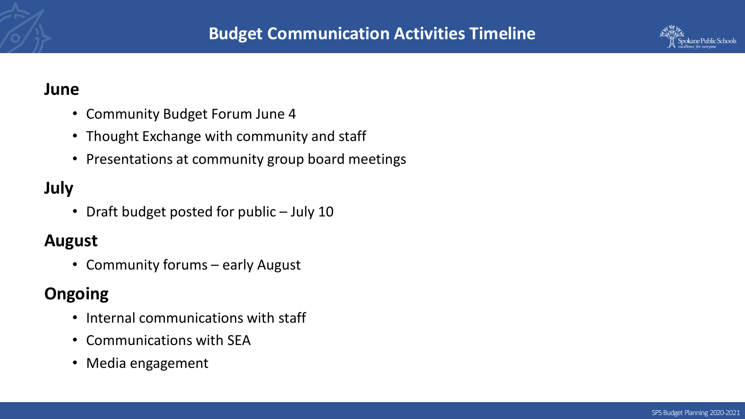# Budget Communication Activities Timeline

## June

- Community Budget Forum June 4
- Thought Exchange with community and staff
- Presentations at community group board meetings

## July

- Draft budget posted for public – July 10

## August

- Community forums – early August

## Ongoing

- Internal communications with staff
- Communications with SEA
- Media engagement